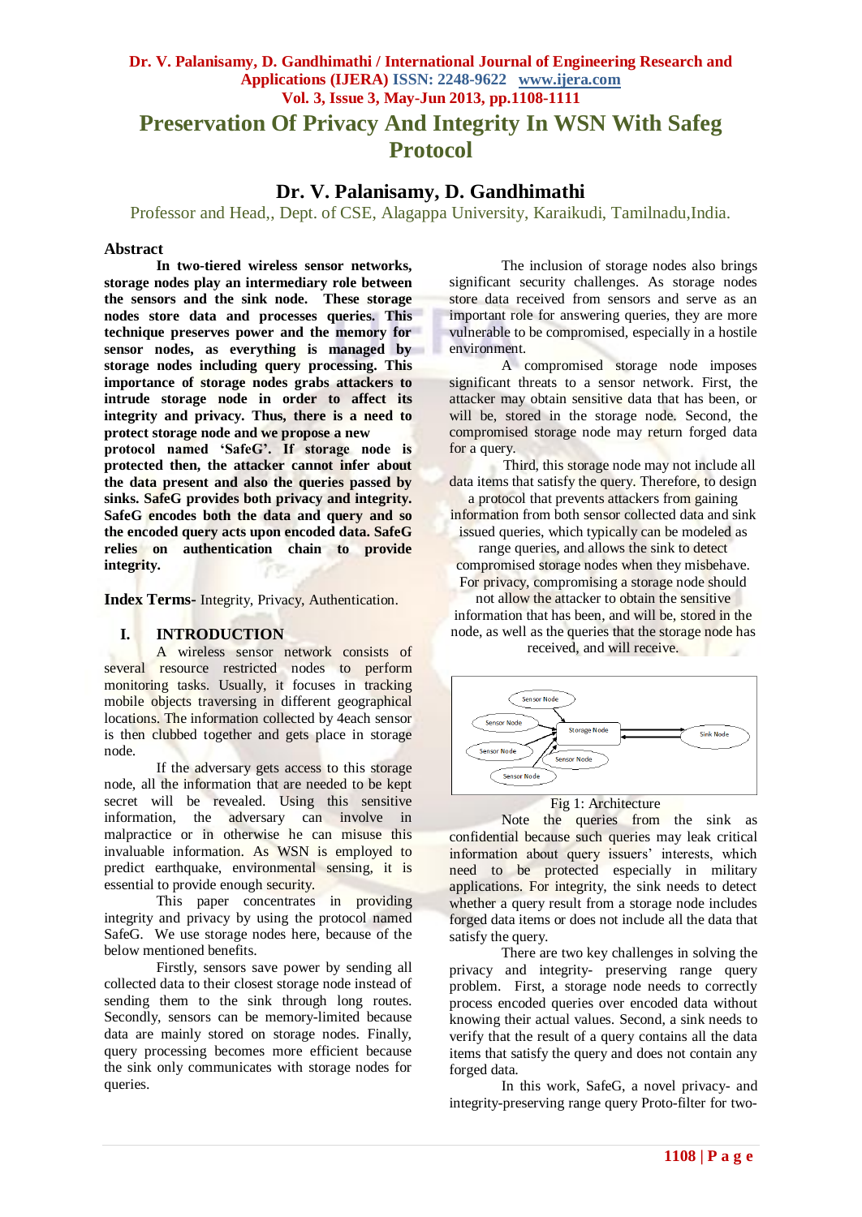# Preservation Of Privacy And Integrity In WSN With Safeg Protocol

## Dr. V. Palanisamy, D. Gandhimathi

Professor and Head,, Dept. of CSE, Alagappa University, Karaikudi, Tamilnadu,India.

### Abstract

**In two-tiered wireless sensor networks, storage nodes play an intermediary role between the sensors and the sink node. These storage nodes store data and processes queries. This technique preserves power and the memory for sensor nodes, as everything is managed by storage nodes including query processing. This importance of storage nodes grabs attackers to intrude storage node in order to affect its integrity and privacy. Thus, there is a need to protect storage node and we propose a new protocol named 'SafeG'. If storage node is protected then, the attacker cannot infer about the data present and also the queries passed by sinks. SafeG provides both privacy and integrity. SafeG encodes both the data and query and so the encoded query acts upon encoded data. SafeG relies on authentication chain to provide integrity.**

**Index Terms-** Integrity, Privacy, Authentication.

## I. INTRODUCTION

A wireless sensor network consists of several resource restricted nodes to perform monitoring tasks. Usually, it focuses in tracking mobile objects traversing in different geographical locations. The information collected by 4each sensor is then clubbed together and gets place in storage node.

If the adversary gets access to this storage node, all the information that are needed to be kept secret will be revealed. Using this sensitive information, the adversary can involve in malpractice or in otherwise he can misuse this invaluable information. As WSN is employed to predict earthquake, environmental sensing, it is essential to provide enough security.

This paper concentrates in providing integrity and privacy by using the protocol named SafeG. We use storage nodes here, because of the below mentioned benefits.

Firstly, sensors save power by sending all collected data to their closest storage node instead of sending them to the sink through long routes. Secondly, sensors can be memory-limited because data are mainly stored on storage nodes. Finally, query processing becomes more efficient because the sink only communicates with storage nodes for queries.

The inclusion of storage nodes also brings significant security challenges. As storage nodes store data received from sensors and serve as an important role for answering queries, they are more vulnerable to be compromised, especially in a hostile environment.

A compromised storage node imposes significant threats to a sensor network. First, the attacker may obtain sensitive data that has been, or will be, stored in the storage node. Second, the compromised storage node may return forged data for a query.

Third, this storage node may not include all data items that satisfy the query. Therefore, to design a protocol that prevents attackers from gaining information from both sensor collected data and sink issued queries, which typically can be modeled as range queries, and allows the sink to detect compromised storage nodes when they misbehave. For privacy, compromising a storage node should not allow the attacker to obtain the sensitive information that has been, and will be, stored in the node, as well as the queries that the storage node has received, and will receive.

Fig 1: Architecture

Note the queries from the sink as confidential because such queries may leak critical information about query issuers' interests, which need to be protected especially in military applications. For integrity, the sink needs to detect whether a query result from a storage node includes forged data items or does not include all the data that satisfy the query.

There are two key challenges in solving the privacy and integrity- preserving range query problem. First, a storage node needs to correctly process encoded queries over encoded data without knowing their actual values. Second, a sink needs to verify that the result of a query contains all the data items that satisfy the query and does not contain any forged data.

In this work, SafeG, a novel privacy- and integrity-preserving range query Proto-filter for two-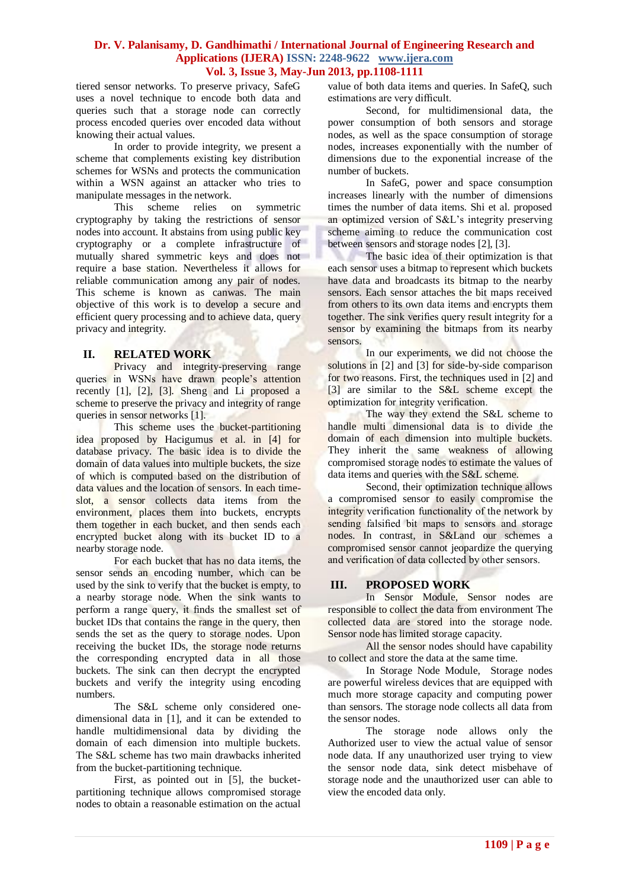tiered sensor networks. To preserve privacy, SafeG uses a novel technique to encode both data and queries such that a storage node can correctly process encoded queries over encoded data without knowing their actual values.

In order to provide integrity, we present a scheme that complements existing key distribution schemes for WSNs and protects the communication within a WSN against an attacker who tries to manipulate messages in the network.

This scheme relies on symmetric cryptography by taking the restrictions of sensor nodes into account. It abstains from using public key cryptography or a complete infrastructure of mutually shared symmetric keys and does not require a base station. Nevertheless it allows for reliable communication among any pair of nodes. This scheme is known as canwas. The main objective of this work is to develop a secure and efficient query processing and to achieve data, query privacy and integrity.

## II. RELATED WORK

Privacy and integrity-preserving range queries in WSNs have drawn people's attention recently [1], [2], [3]. Sheng and Li proposed a scheme to preserve the privacy and integrity of range queries in sensor networks [1].

This scheme uses the bucket-partitioning idea proposed by Hacigumus et al. in [4] for database privacy. The basic idea is to divide the domain of data values into multiple buckets, the size of which is computed based on the distribution of data values and the location of sensors. In each time-slot, a sensor collects data items from the environment, places them into buckets, encrypts them together in each bucket, and then sends each encrypted bucket along with its bucket ID to a nearby storage node.

For each bucket that has no data items, the sensor sends an encoding number, which can be used by the sink to verify that the bucket is empty, to a nearby storage node. When the sink wants to perform a range query, it finds the smallest set of bucket IDs that contains the range in the query, then sends the set as the query to storage nodes. Upon receiving the bucket IDs, the storage node returns the corresponding encrypted data in all those buckets. The sink can then decrypt the encrypted buckets and verify the integrity using encoding numbers.

The S&L scheme only considered one-dimensional data in [1], and it can be extended to handle multidimensional data by dividing the domain of each dimension into multiple buckets. The S&L scheme has two main drawbacks inherited from the bucket-partitioning technique.

First, as pointed out in [5], the bucket-partitioning technique allows compromised storage nodes to obtain a reasonable estimation on the actual value of both data items and queries. In SafeQ, such estimations are very difficult.

Second, for multidimensional data, the power consumption of both sensors and storage nodes, as well as the space consumption of storage nodes, increases exponentially with the number of dimensions due to the exponential increase of the number of buckets.

In SafeG, power and space consumption increases linearly with the number of dimensions times the number of data items. Shi et al. proposed an optimized version of S&L's integrity preserving scheme aiming to reduce the communication cost between sensors and storage nodes [2], [3].

The basic idea of their optimization is that each sensor uses a bitmap to represent which buckets have data and broadcasts its bitmap to the nearby sensors. Each sensor attaches the bit maps received from others to its own data items and encrypts them together. The sink verifies query result integrity for a sensor by examining the bitmaps from its nearby sensors.

In our experiments, we did not choose the solutions in [2] and [3] for side-by-side comparison for two reasons. First, the techniques used in [2] and [3] are similar to the S&L scheme except the optimization for integrity verification.

The way they extend the S&L scheme to handle multi dimensional data is to divide the domain of each dimension into multiple buckets. They inherit the same weakness of allowing compromised storage nodes to estimate the values of data items and queries with the S&L scheme.

Second, their optimization technique allows a compromised sensor to easily compromise the integrity verification functionality of the network by sending falsified bit maps to sensors and storage nodes. In contrast, in S&Land our schemes a compromised sensor cannot jeopardize the querying and verification of data collected by other sensors.

## III. PROPOSED WORK

In Sensor Module, Sensor nodes are responsible to collect the data from environment The collected data are stored into the storage node. Sensor node has limited storage capacity.

All the sensor nodes should have capability to collect and store the data at the same time.

In Storage Node Module, Storage nodes are powerful wireless devices that are equipped with much more storage capacity and computing power than sensors. The storage node collects all data from the sensor nodes.

The storage node allows only the Authorized user to view the actual value of sensor node data. If any unauthorized user trying to view the sensor node data, sink detect misbehave of storage node and the unauthorized user can able to view the encoded data only.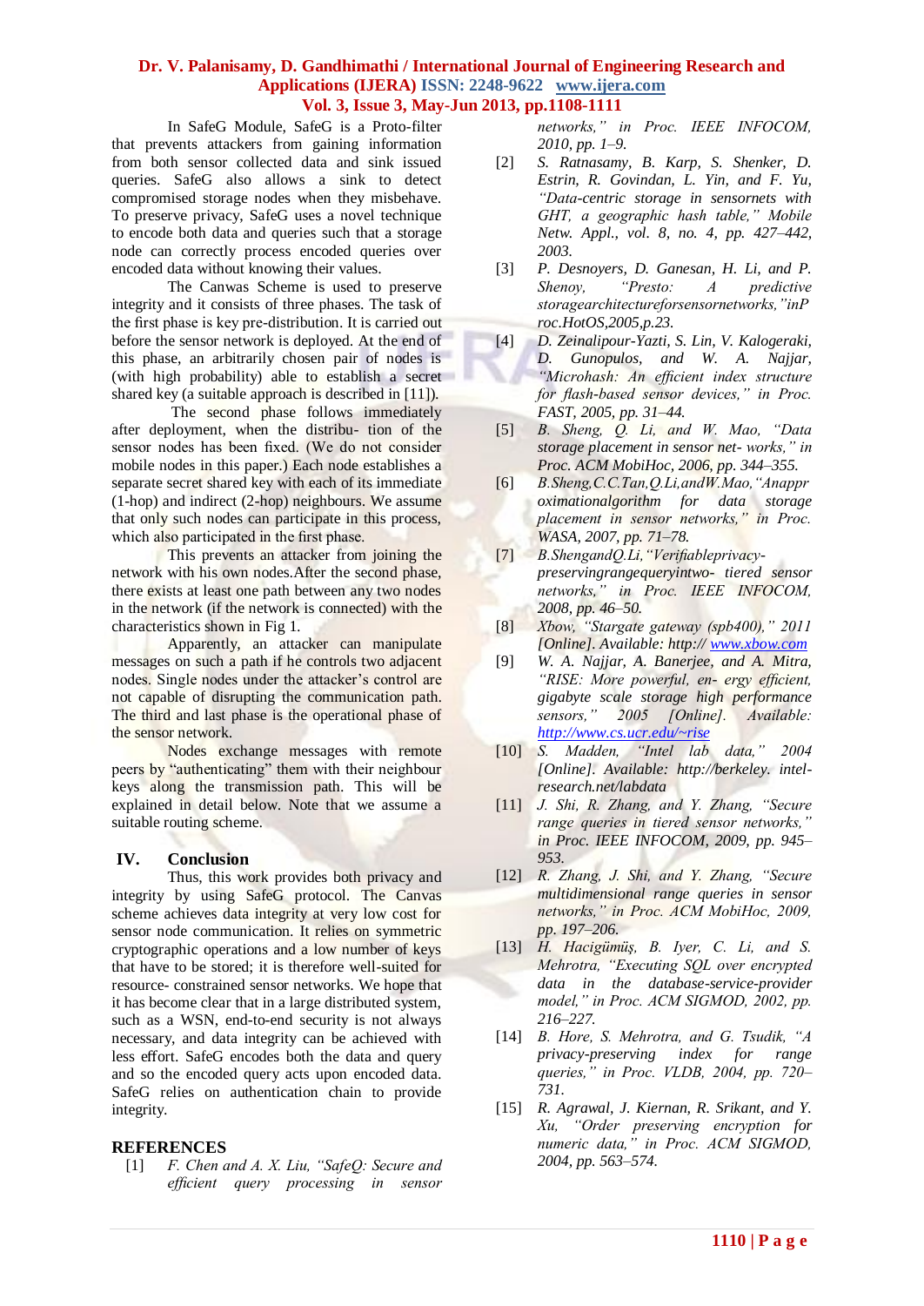In SafeG Module, SafeG is a Proto-filter that prevents attackers from gaining information from both sensor collected data and sink issued queries. SafeG also allows a sink to detect compromised storage nodes when they misbehave. To preserve privacy, SafeG uses a novel technique to encode both data and queries such that a storage node can correctly process encoded queries over encoded data without knowing their values.

The Canwas Scheme is used to preserve integrity and it consists of three phases. The task of the first phase is key pre-distribution. It is carried out before the sensor network is deployed. At the end of this phase, an arbitrarily chosen pair of nodes is (with high probability) able to establish a secret shared key (a suitable approach is described in [11]).

The second phase follows immediately after deployment, when the distribu- tion of the sensor nodes has been fixed. (We do not consider mobile nodes in this paper.) Each node establishes a separate secret shared key with each of its immediate (1-hop) and indirect (2-hop) neighbours. We assume that only such nodes can participate in this process, which also participated in the first phase.

This prevents an attacker from joining the network with his own nodes.After the second phase, there exists at least one path between any two nodes in the network (if the network is connected) with the characteristics shown in Fig 1.

Apparently, an attacker can manipulate messages on such a path if he controls two adjacent nodes. Single nodes under the attacker's control are not capable of disrupting the communication path. The third and last phase is the operational phase of the sensor network.

Nodes exchange messages with remote peers by "authenticating" them with their neighbour keys along the transmission path. This will be explained in detail below. Note that we assume a suitable routing scheme.

## IV. Conclusion

Thus, this work provides both privacy and integrity by using SafeG protocol. The Canvas scheme achieves data integrity at very low cost for sensor node communication. It relies on symmetric cryptographic operations and a low number of keys that have to be stored; it is therefore well-suited for resource- constrained sensor networks. We hope that it has become clear that in a large distributed system, such as a WSN, end-to-end security is not always necessary, and data integrity can be achieved with less effort. SafeG encodes both the data and query and so the encoded query acts upon encoded data. SafeG relies on authentication chain to provide integrity.

## REFERENCES

[1] *F. Chen and A. X. Liu, "SafeQ: Secure and efficient query processing in sensor networks," in Proc. IEEE INFOCOM, 2010, pp. 1–9.*

[2] *S. Ratnasamy, B. Karp, S. Shenker, D. Estrin, R. Govindan, L. Yin, and F. Yu, "Data-centric storage in sensornets with GHT, a geographic hash table," Mobile Netw. Appl., vol. 8, no. 4, pp. 427–442, 2003.*

[3] *P. Desnoyers, D. Ganesan, H. Li, and P. Shenoy, "Presto: A predictive storagearchitectureforsensornetworks,"inProc.HotOS,2005,p.23.*

[4] *D. Zeinalipour-Yazti, S. Lin, V. Kalogeraki, D. Gunopulos, and W. A. Najjar, "Microhash: An efficient index structure for flash-based sensor devices," in Proc. FAST, 2005, pp. 31–44.*

[5] *B. Sheng, Q. Li, and W. Mao, "Data storage placement in sensor net- works," in Proc. ACM MobiHoc, 2006, pp. 344–355.*

[6] *B.Sheng,C.C.Tan,Q.Li,andW.Mao,"Anapproximationalgorithm for data storage placement in sensor networks," in Proc. WASA, 2007, pp. 71–78.*

[7] *B.ShengandQ.Li,"Verifiableprivacy-preservingrangequeryintwo- tiered sensor networks," in Proc. IEEE INFOCOM, 2008, pp. 46–50.*

[8] *Xbow, "Stargate gateway (spb400)," 2011 [Online]. Available: http:// www.xbow.com*

[9] *W. A. Najjar, A. Banerjee, and A. Mitra, "RISE: More powerful, en- ergy efficient, gigabyte scale storage high performance sensors," 2005 [Online]. Available: http://www.cs.ucr.edu/~rise*

[10] *S. Madden, "Intel lab data," 2004 [Online]. Available: http://berkeley. intel-research.net/labdata*

[11] *J. Shi, R. Zhang, and Y. Zhang, "Secure range queries in tiered sensor networks," in Proc. IEEE INFOCOM, 2009, pp. 945–953.*

[12] *R. Zhang, J. Shi, and Y. Zhang, "Secure multidimensional range queries in sensor networks," in Proc. ACM MobiHoc, 2009, pp. 197–206.*

[13] *H. Hacigümüş, B. Iyer, C. Li, and S. Mehrotra, "Executing SQL over encrypted data in the database-service-provider model," in Proc. ACM SIGMOD, 2002, pp. 216–227.*

[14] *B. Hore, S. Mehrotra, and G. Tsudik, "A privacy-preserving index for range queries," in Proc. VLDB, 2004, pp. 720–731.*

[15] *R. Agrawal, J. Kiernan, R. Srikant, and Y. Xu, "Order preserving encryption for numeric data," in Proc. ACM SIGMOD, 2004, pp. 563–574.*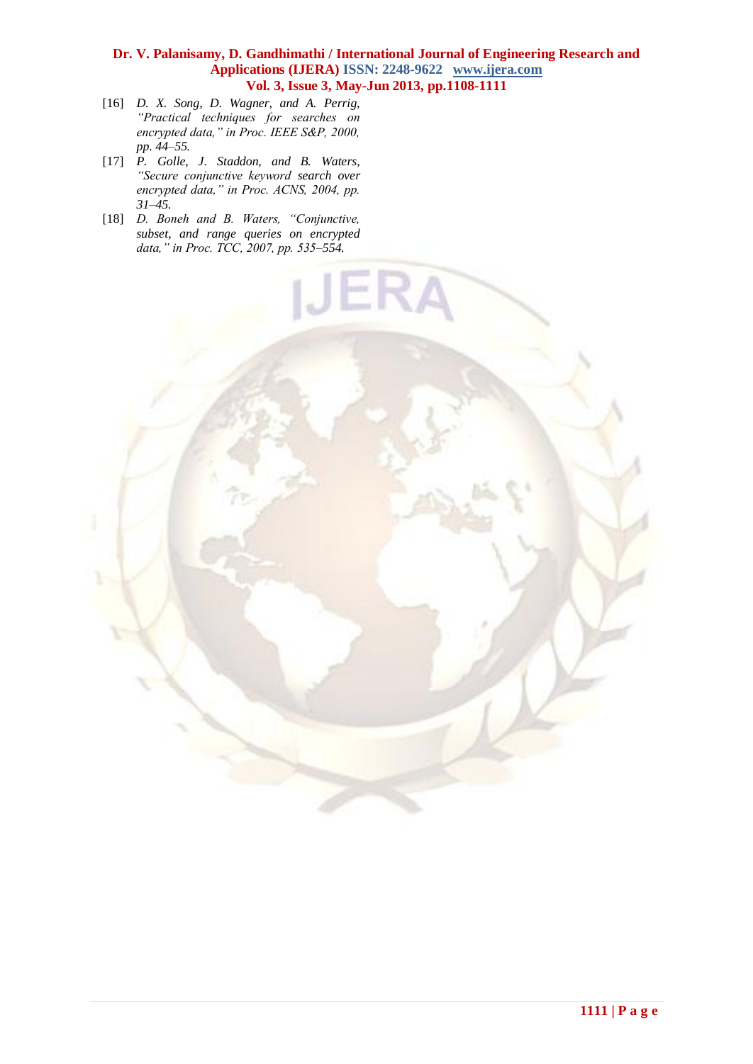[16] *D. X. Song, D. Wagner, and A. Perrig, "Practical techniques for searches on encrypted data," in Proc. IEEE S&P, 2000, pp. 44–55.*

[17] *P. Golle, J. Staddon, and B. Waters, "Secure conjunctive keyword search over encrypted data," in Proc. ACNS, 2004, pp. 31–45.*

[18] *D. Boneh and B. Waters, "Conjunctive, subset, and range queries on encrypted data," in Proc. TCC, 2007, pp. 535–554.*